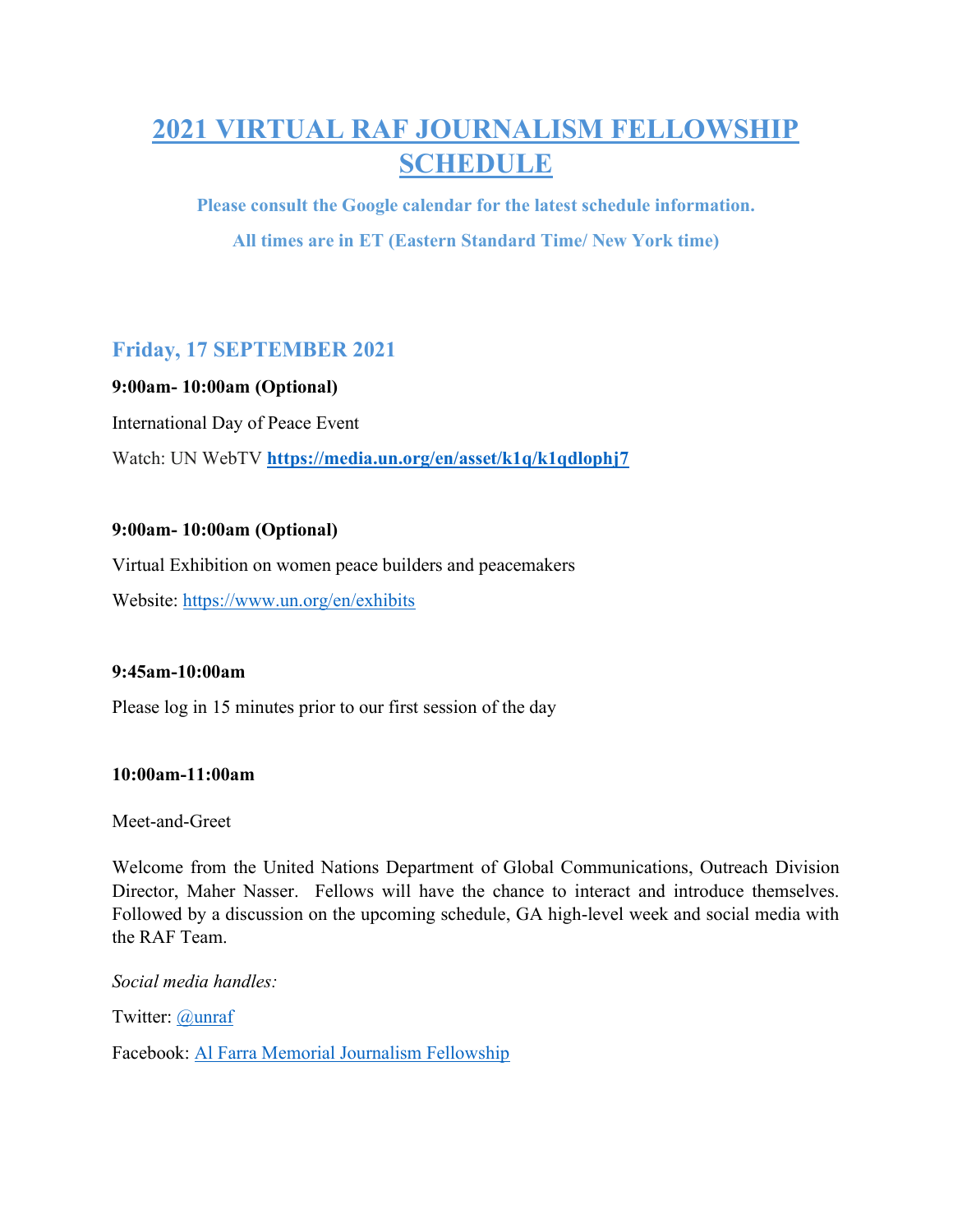# 2021 VIRTUAL RAF JOURNALISM FELLOWSHIP SCHEDULE

**Please consult the Google calendar for the latest schedule information.**

**All times are in ET (Eastern Standard Time/ New York time)**

## Friday, 17 SEPTEMBER 2021

**9:00am- 10:00am (Optional)**

International Day of Peace Event

Watch: UN WebTV **https://media.un.org/en/asset/k1q/k1qdlophj7**

**9:00am- 10:00am (Optional)**

Virtual Exhibition on women peace builders and peacemakers

Website: https://www.un.org/en/exhibits

**9:45am-10:00am**

Please log in 15 minutes prior to our first session of the day

**10:00am-11:00am**

Meet-and-Greet

Welcome from the United Nations Department of Global Communications, Outreach Division Director, Maher Nasser. Fellows will have the chance to interact and introduce themselves. Followed by a discussion on the upcoming schedule, GA high-level week and social media with the RAF Team.

*Social media handles:*

Twitter: @unraf

Facebook: Al Farra Memorial Journalism Fellowship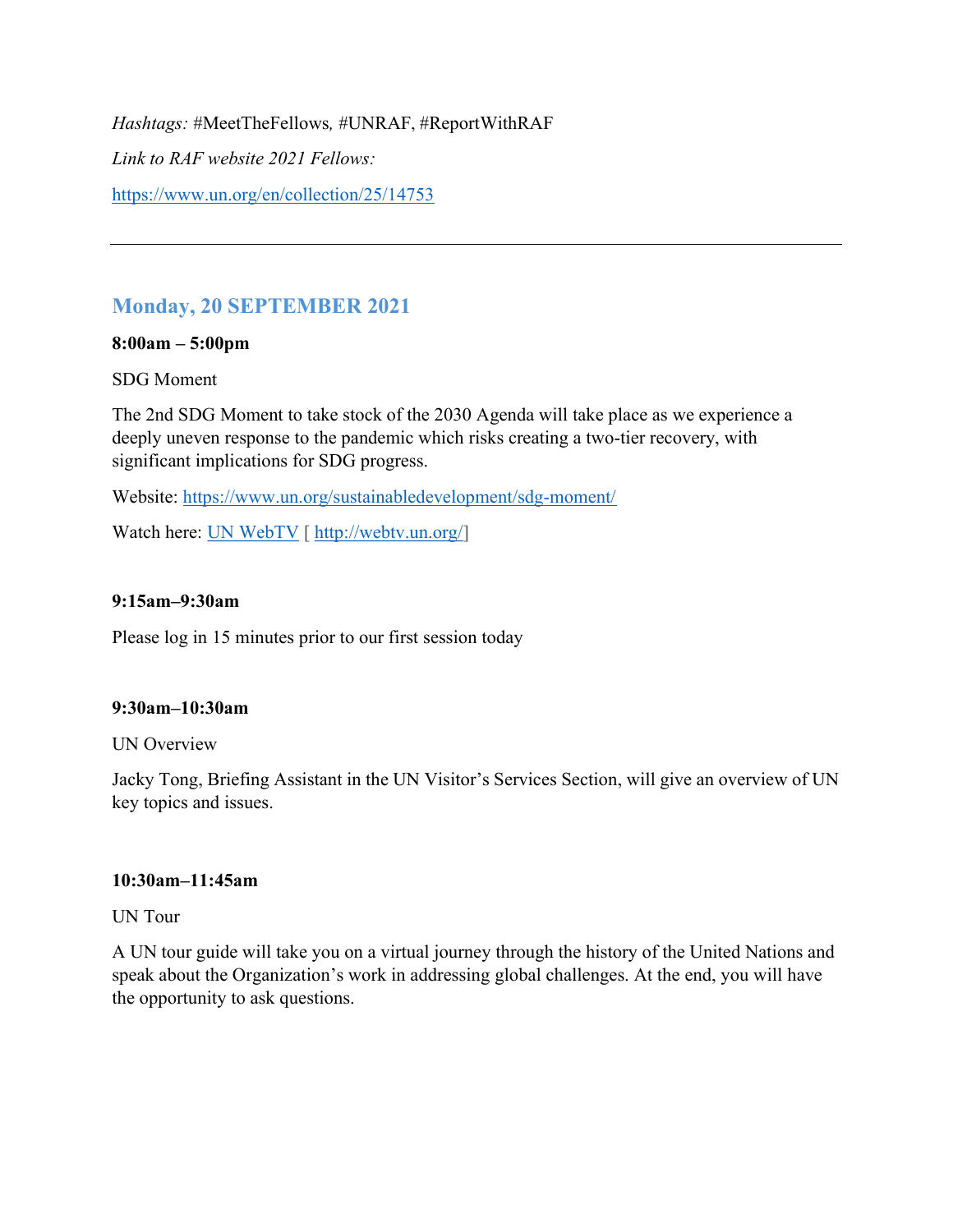*Hashtags:* #MeetTheFellows*,* #UNRAF, #ReportWithRAF

*Link to RAF website 2021 Fellows:*

https://www.un.org/en/collection/25/14753

---

## Monday, 20 SEPTEMBER 2021

**8:00am – 5:00pm**

SDG Moment

The 2nd SDG Moment to take stock of the 2030 Agenda will take place as we experience a deeply uneven response to the pandemic which risks creating a two-tier recovery, with significant implications for SDG progress.

Website: https://www.un.org/sustainabledevelopment/sdg-moment/

Watch here: UN WebTV [ http://webtv.un.org/]

**9:15am–9:30am**

Please log in 15 minutes prior to our first session today

**9:30am–10:30am**

UN Overview

Jacky Tong, Briefing Assistant in the UN Visitor's Services Section, will give an overview of UN key topics and issues.

**10:30am–11:45am**

UN Tour

A UN tour guide will take you on a virtual journey through the history of the United Nations and speak about the Organization's work in addressing global challenges. At the end, you will have the opportunity to ask questions.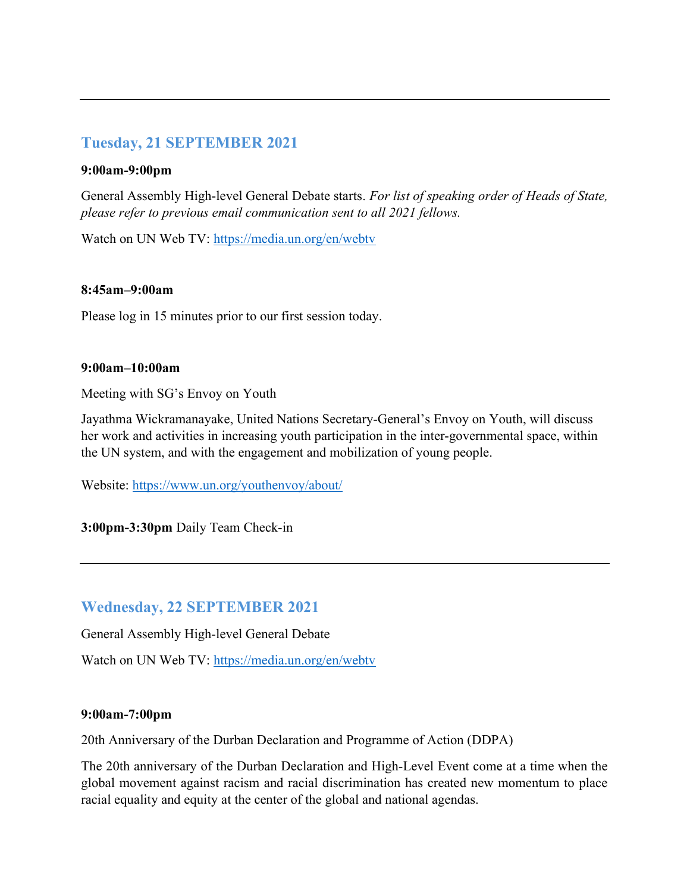---

## Tuesday, 21 SEPTEMBER 2021

**9:00am-9:00pm**

General Assembly High-level General Debate starts. *For list of speaking order of Heads of State, please refer to previous email communication sent to all 2021 fellows.*

Watch on UN Web TV: https://media.un.org/en/webtv

**8:45am–9:00am**

Please log in 15 minutes prior to our first session today.

**9:00am–10:00am**

Meeting with SG's Envoy on Youth

Jayathma Wickramanayake, United Nations Secretary-General's Envoy on Youth, will discuss her work and activities in increasing youth participation in the inter-governmental space, within the UN system, and with the engagement and mobilization of young people.

Website: https://www.un.org/youthenvoy/about/

**3:00pm-3:30pm** Daily Team Check-in

---

## Wednesday, 22 SEPTEMBER 2021

General Assembly High-level General Debate

Watch on UN Web TV: https://media.un.org/en/webtv

**9:00am-7:00pm**

20th Anniversary of the Durban Declaration and Programme of Action (DDPA)

The 20th anniversary of the Durban Declaration and High-Level Event come at a time when the global movement against racism and racial discrimination has created new momentum to place racial equality and equity at the center of the global and national agendas.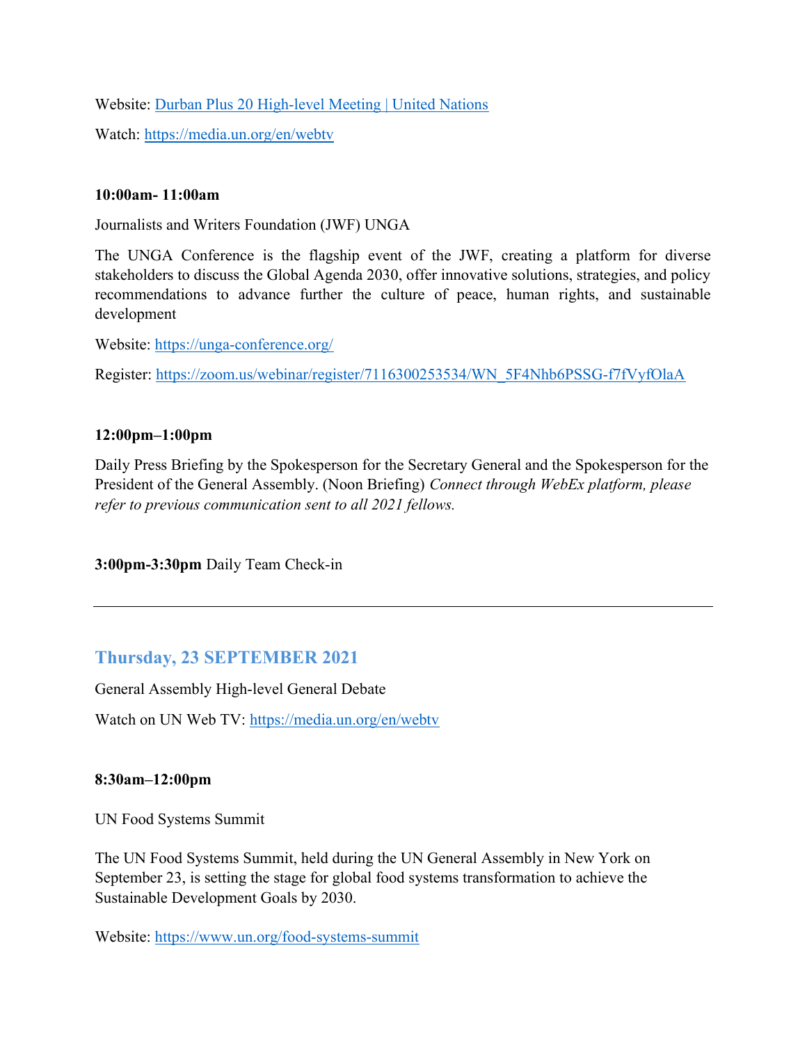Website: [Durban Plus 20 High-level Meeting | United Nations]()

Watch: [https://media.un.org/en/webtv](https://media.un.org/en/webtv)

**10:00am- 11:00am**

Journalists and Writers Foundation (JWF) UNGA

The UNGA Conference is the flagship event of the JWF, creating a platform for diverse stakeholders to discuss the Global Agenda 2030, offer innovative solutions, strategies, and policy recommendations to advance further the culture of peace, human rights, and sustainable development

Website: [https://unga-conference.org/](https://unga-conference.org/)

Register: [https://zoom.us/webinar/register/7116300253534/WN_5F4Nhb6PSSG-f7fVyfOlaA](https://zoom.us/webinar/register/7116300253534/WN_5F4Nhb6PSSG-f7fVyfOlaA)

**12:00pm–1:00pm**

Daily Press Briefing by the Spokesperson for the Secretary General and the Spokesperson for the President of the General Assembly. (Noon Briefing) *Connect through WebEx platform, please refer to previous communication sent to all 2021 fellows.*

**3:00pm-3:30pm** Daily Team Check-in

---

## Thursday, 23 SEPTEMBER 2021

General Assembly High-level General Debate

Watch on UN Web TV: [https://media.un.org/en/webtv](https://media.un.org/en/webtv)

**8:30am–12:00pm**

UN Food Systems Summit

The UN Food Systems Summit, held during the UN General Assembly in New York on September 23, is setting the stage for global food systems transformation to achieve the Sustainable Development Goals by 2030.

Website: [https://www.un.org/food-systems-summit](https://www.un.org/food-systems-summit)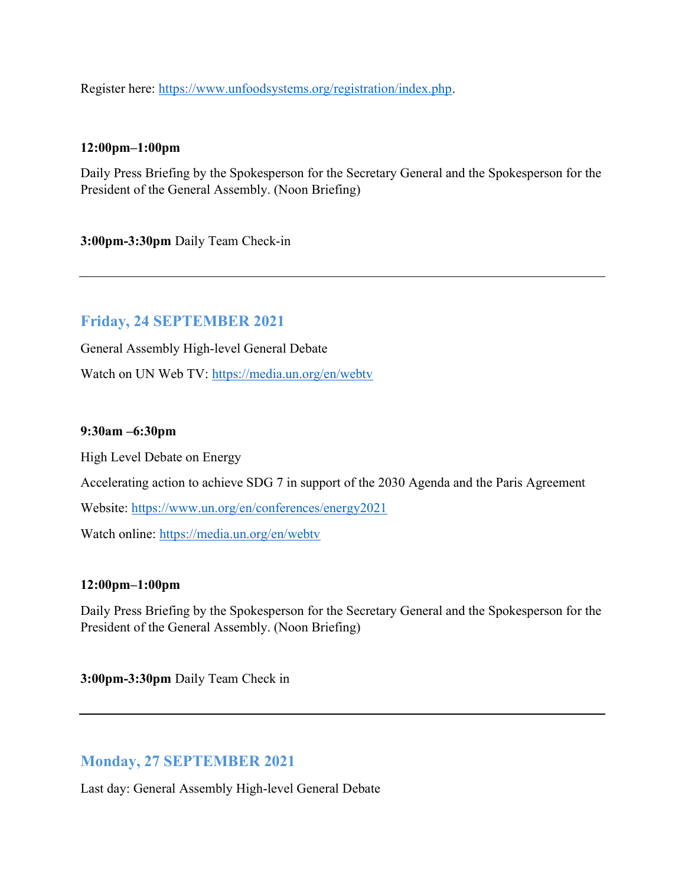Register here: https://www.unfoodsystems.org/registration/index.php.

**12:00pm–1:00pm**

Daily Press Briefing by the Spokesperson for the Secretary General and the Spokesperson for the President of the General Assembly. (Noon Briefing)

**3:00pm-3:30pm** Daily Team Check-in

---

## Friday, 24 SEPTEMBER 2021

General Assembly High-level General Debate

Watch on UN Web TV: https://media.un.org/en/webtv

**9:30am –6:30pm**

High Level Debate on Energy

Accelerating action to achieve SDG 7 in support of the 2030 Agenda and the Paris Agreement

Website: https://www.un.org/en/conferences/energy2021

Watch online: https://media.un.org/en/webtv

**12:00pm–1:00pm**

Daily Press Briefing by the Spokesperson for the Secretary General and the Spokesperson for the President of the General Assembly. (Noon Briefing)

**3:00pm-3:30pm** Daily Team Check in

---

## Monday, 27 SEPTEMBER 2021

Last day: General Assembly High-level General Debate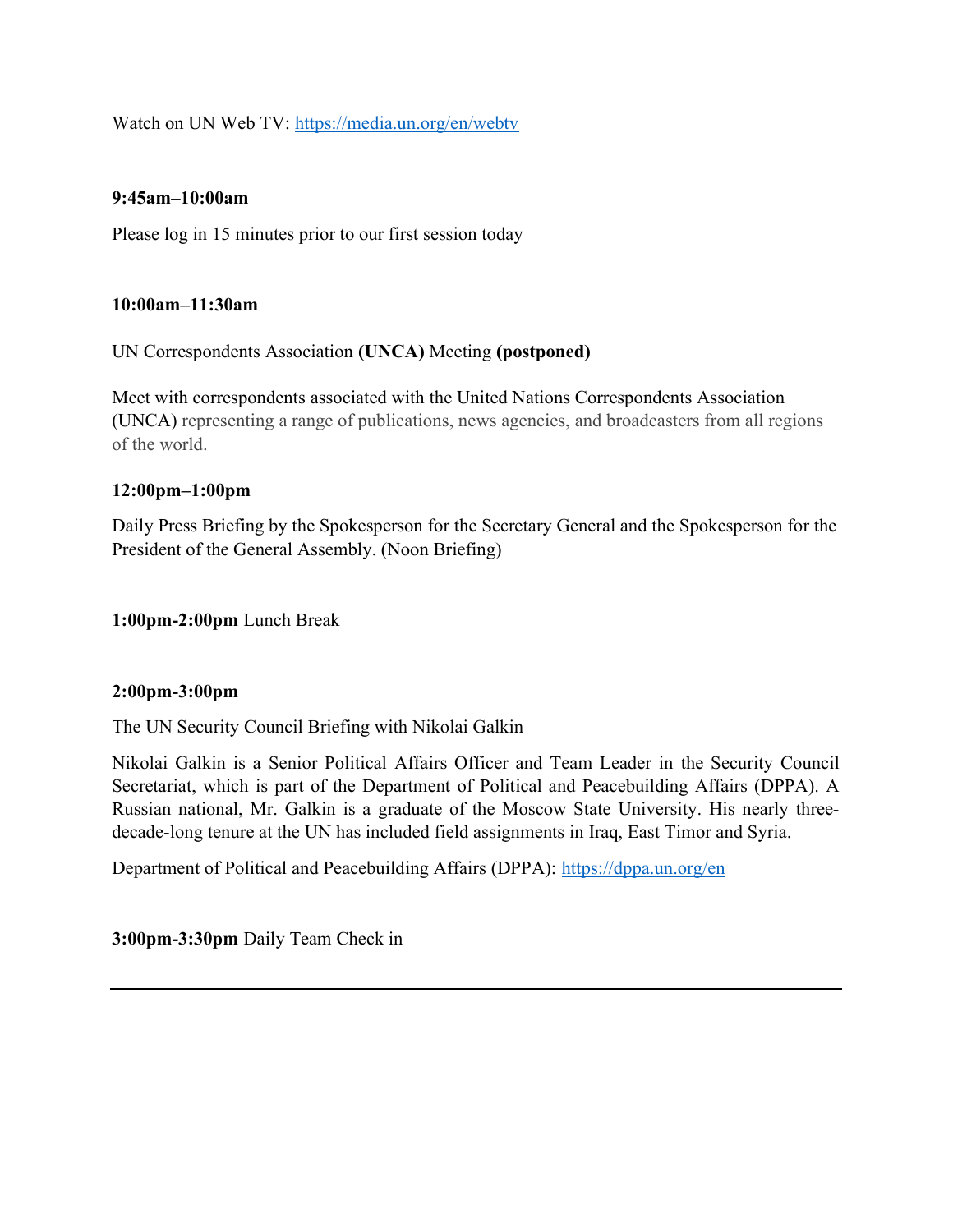Watch on UN Web TV: https://media.un.org/en/webtv

**9:45am–10:00am**

Please log in 15 minutes prior to our first session today

**10:00am–11:30am**

UN Correspondents Association **(UNCA)** Meeting **(postponed)**

Meet with correspondents associated with the United Nations Correspondents Association (UNCA) representing a range of publications, news agencies, and broadcasters from all regions of the world.

**12:00pm–1:00pm**

Daily Press Briefing by the Spokesperson for the Secretary General and the Spokesperson for the President of the General Assembly. (Noon Briefing)

**1:00pm-2:00pm** Lunch Break

**2:00pm-3:00pm**

The UN Security Council Briefing with Nikolai Galkin

Nikolai Galkin is a Senior Political Affairs Officer and Team Leader in the Security Council Secretariat, which is part of the Department of Political and Peacebuilding Affairs (DPPA). A Russian national, Mr. Galkin is a graduate of the Moscow State University. His nearly three-decade-long tenure at the UN has included field assignments in Iraq, East Timor and Syria.

Department of Political and Peacebuilding Affairs (DPPA): https://dppa.un.org/en

**3:00pm-3:30pm** Daily Team Check in

---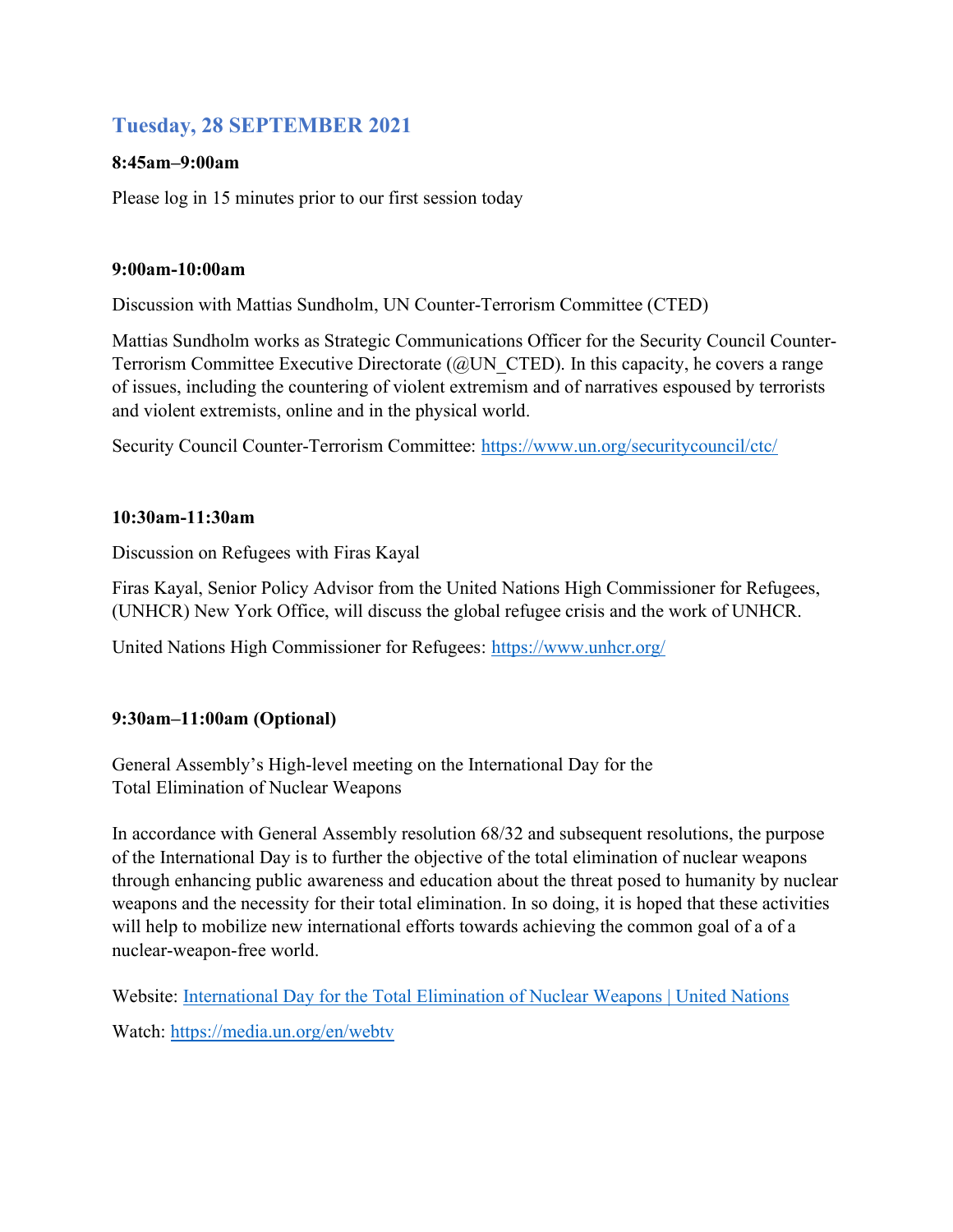## Tuesday, 28 SEPTEMBER 2021

**8:45am–9:00am**

Please log in 15 minutes prior to our first session today

**9:00am-10:00am**

Discussion with Mattias Sundholm, UN Counter-Terrorism Committee (CTED)

Mattias Sundholm works as Strategic Communications Officer for the Security Council Counter-Terrorism Committee Executive Directorate (@UN_CTED). In this capacity, he covers a range of issues, including the countering of violent extremism and of narratives espoused by terrorists and violent extremists, online and in the physical world.

Security Council Counter-Terrorism Committee: https://www.un.org/securitycouncil/ctc/

**10:30am-11:30am**

Discussion on Refugees with Firas Kayal

Firas Kayal, Senior Policy Advisor from the United Nations High Commissioner for Refugees, (UNHCR) New York Office, will discuss the global refugee crisis and the work of UNHCR.

United Nations High Commissioner for Refugees: https://www.unhcr.org/

**9:30am–11:00am (Optional)**

General Assembly's High-level meeting on the International Day for the Total Elimination of Nuclear Weapons

In accordance with General Assembly resolution 68/32 and subsequent resolutions, the purpose of the International Day is to further the objective of the total elimination of nuclear weapons through enhancing public awareness and education about the threat posed to humanity by nuclear weapons and the necessity for their total elimination. In so doing, it is hoped that these activities will help to mobilize new international efforts towards achieving the common goal of a of a nuclear-weapon-free world.

Website: International Day for the Total Elimination of Nuclear Weapons | United Nations

Watch: https://media.un.org/en/webtv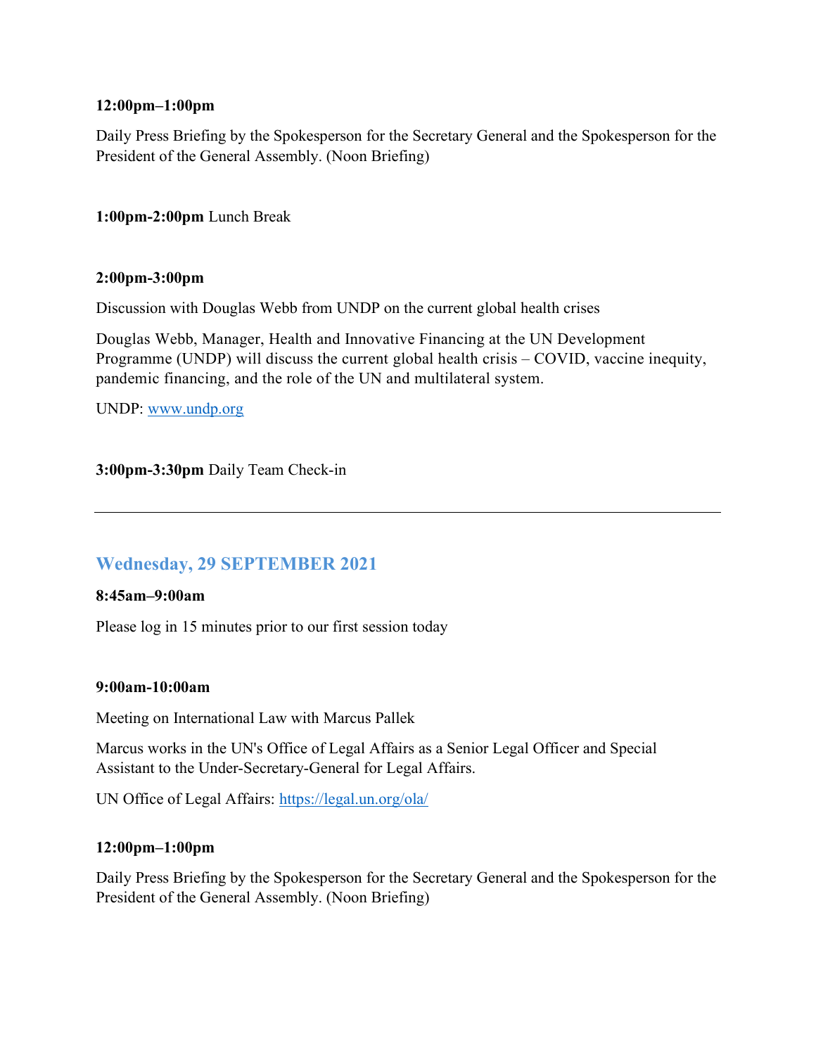**12:00pm–1:00pm**

Daily Press Briefing by the Spokesperson for the Secretary General and the Spokesperson for the President of the General Assembly. (Noon Briefing)

**1:00pm-2:00pm** Lunch Break

**2:00pm-3:00pm**

Discussion with Douglas Webb from UNDP on the current global health crises

Douglas Webb, Manager, Health and Innovative Financing at the UN Development Programme (UNDP) will discuss the current global health crisis – COVID, vaccine inequity, pandemic financing, and the role of the UN and multilateral system.

UNDP: [www.undp.org](http://www.undp.org)

**3:00pm-3:30pm** Daily Team Check-in

---

## Wednesday, 29 SEPTEMBER 2021

**8:45am–9:00am**

Please log in 15 minutes prior to our first session today

**9:00am-10:00am**

Meeting on International Law with Marcus Pallek

Marcus works in the UN's Office of Legal Affairs as a Senior Legal Officer and Special Assistant to the Under-Secretary-General for Legal Affairs.

UN Office of Legal Affairs: [https://legal.un.org/ola/](https://legal.un.org/ola/)

**12:00pm–1:00pm**

Daily Press Briefing by the Spokesperson for the Secretary General and the Spokesperson for the President of the General Assembly. (Noon Briefing)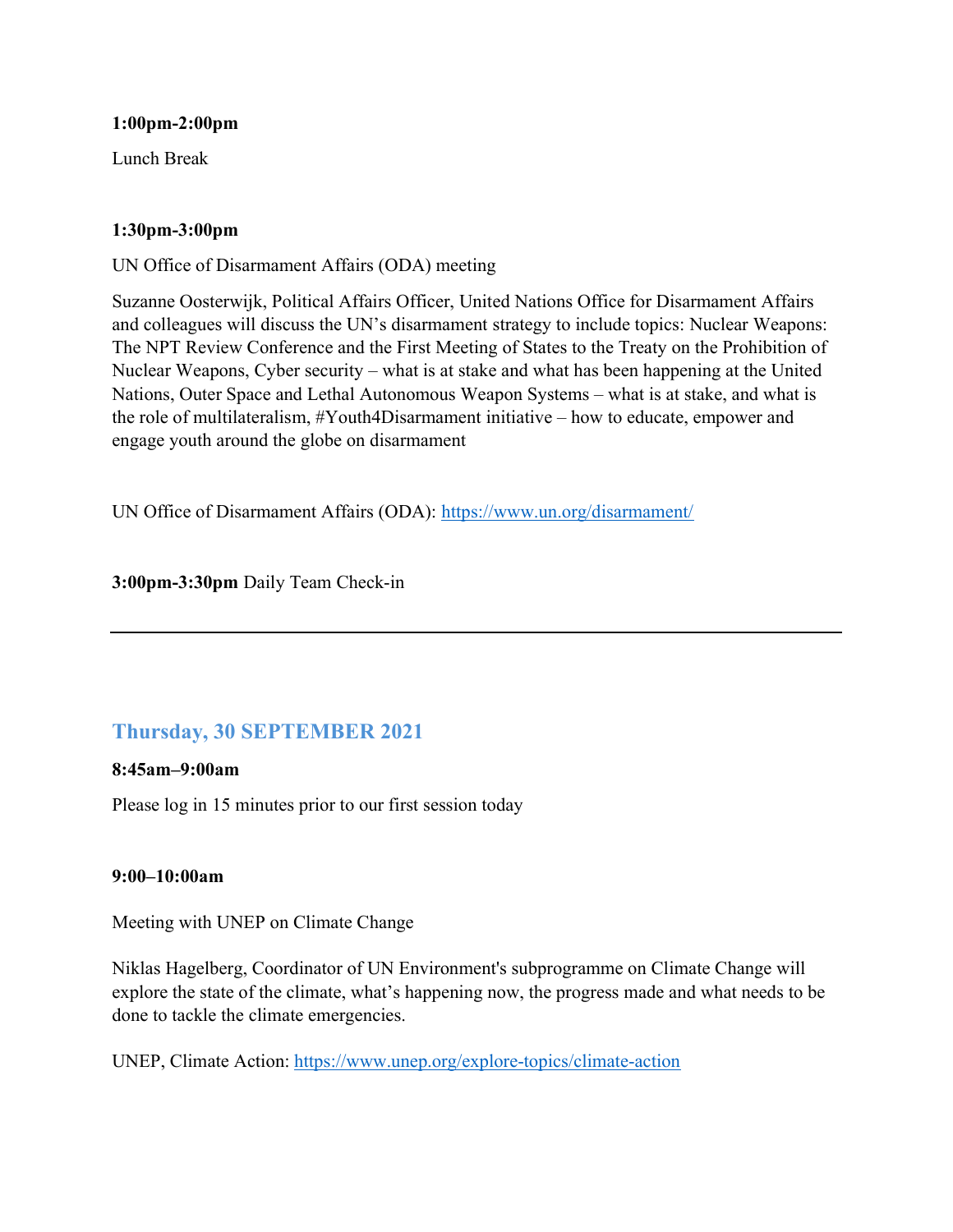**1:00pm-2:00pm**

Lunch Break

**1:30pm-3:00pm**

UN Office of Disarmament Affairs (ODA) meeting

Suzanne Oosterwijk, Political Affairs Officer, United Nations Office for Disarmament Affairs and colleagues will discuss the UN's disarmament strategy to include topics: Nuclear Weapons: The NPT Review Conference and the First Meeting of States to the Treaty on the Prohibition of Nuclear Weapons, Cyber security – what is at stake and what has been happening at the United Nations, Outer Space and Lethal Autonomous Weapon Systems – what is at stake, and what is the role of multilateralism, #Youth4Disarmament initiative – how to educate, empower and engage youth around the globe on disarmament

UN Office of Disarmament Affairs (ODA): https://www.un.org/disarmament/

**3:00pm-3:30pm** Daily Team Check-in

---

## Thursday, 30 SEPTEMBER 2021

**8:45am–9:00am**

Please log in 15 minutes prior to our first session today

**9:00–10:00am**

Meeting with UNEP on Climate Change

Niklas Hagelberg, Coordinator of UN Environment's subprogramme on Climate Change will explore the state of the climate, what's happening now, the progress made and what needs to be done to tackle the climate emergencies.

UNEP, Climate Action: https://www.unep.org/explore-topics/climate-action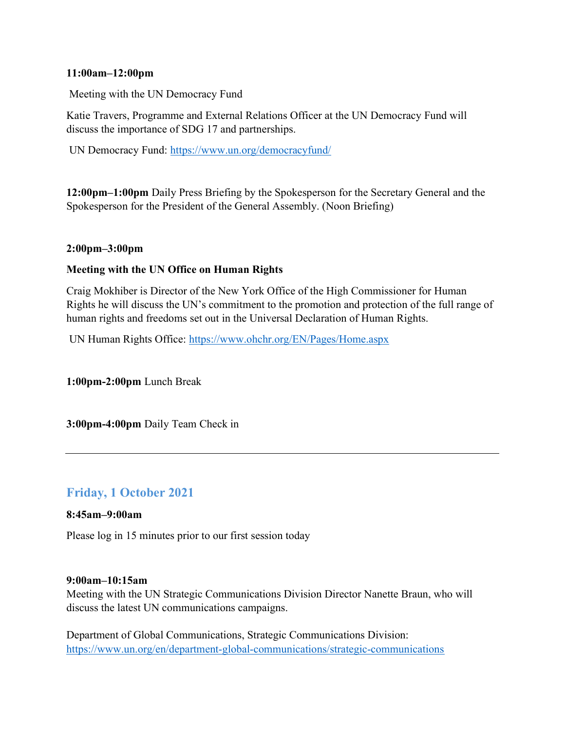**11:00am–12:00pm**

Meeting with the UN Democracy Fund

Katie Travers, Programme and External Relations Officer at the UN Democracy Fund will discuss the importance of SDG 17 and partnerships.

UN Democracy Fund: https://www.un.org/democracyfund/

**12:00pm–1:00pm** Daily Press Briefing by the Spokesperson for the Secretary General and the Spokesperson for the President of the General Assembly. (Noon Briefing)

**2:00pm–3:00pm**

**Meeting with the UN Office on Human Rights**

Craig Mokhiber is Director of the New York Office of the High Commissioner for Human Rights he will discuss the UN's commitment to the promotion and protection of the full range of human rights and freedoms set out in the Universal Declaration of Human Rights.

UN Human Rights Office: https://www.ohchr.org/EN/Pages/Home.aspx

**1:00pm-2:00pm** Lunch Break

**3:00pm-4:00pm** Daily Team Check in

---

## Friday, 1 October 2021

**8:45am–9:00am**

Please log in 15 minutes prior to our first session today

**9:00am–10:15am**

Meeting with the UN Strategic Communications Division Director Nanette Braun, who will discuss the latest UN communications campaigns.

Department of Global Communications, Strategic Communications Division: https://www.un.org/en/department-global-communications/strategic-communications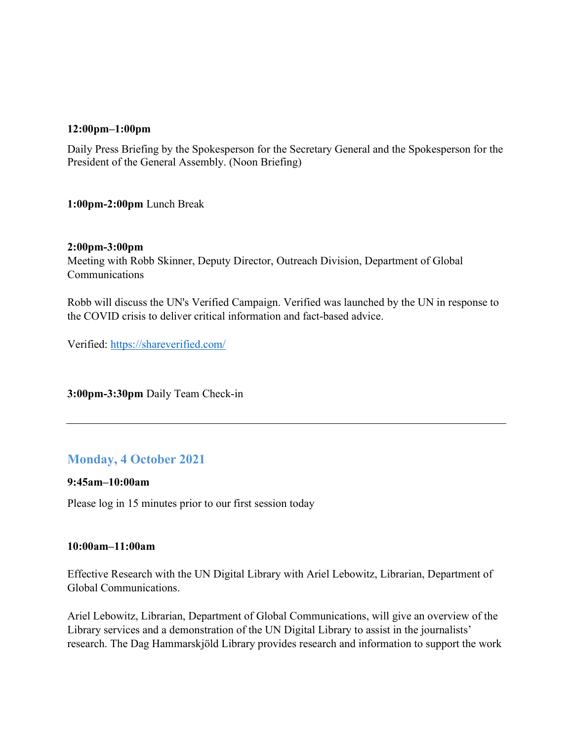**12:00pm–1:00pm**

Daily Press Briefing by the Spokesperson for the Secretary General and the Spokesperson for the President of the General Assembly. (Noon Briefing)

**1:00pm-2:00pm** Lunch Break

**2:00pm-3:00pm**
Meeting with Robb Skinner, Deputy Director, Outreach Division, Department of Global Communications

Robb will discuss the UN's Verified Campaign. Verified was launched by the UN in response to the COVID crisis to deliver critical information and fact-based advice.

Verified: [https://shareverified.com/](https://shareverified.com/)

**3:00pm-3:30pm** Daily Team Check-in

---

## Monday, 4 October 2021

**9:45am–10:00am**

Please log in 15 minutes prior to our first session today

**10:00am–11:00am**

Effective Research with the UN Digital Library with Ariel Lebowitz, Librarian, Department of Global Communications.

Ariel Lebowitz, Librarian, Department of Global Communications, will give an overview of the Library services and a demonstration of the UN Digital Library to assist in the journalists' research. The Dag Hammarskjöld Library provides research and information to support the work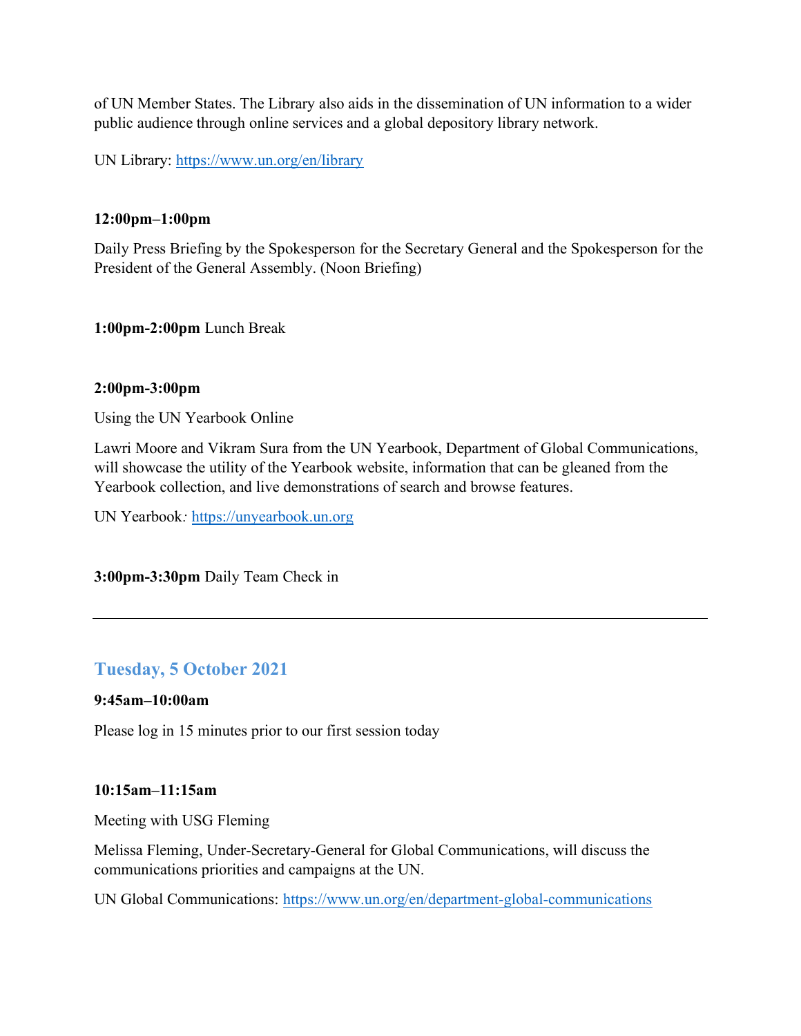of UN Member States. The Library also aids in the dissemination of UN information to a wider public audience through online services and a global depository library network.

UN Library: https://www.un.org/en/library

**12:00pm–1:00pm**

Daily Press Briefing by the Spokesperson for the Secretary General and the Spokesperson for the President of the General Assembly. (Noon Briefing)

**1:00pm-2:00pm** Lunch Break

**2:00pm-3:00pm**

Using the UN Yearbook Online

Lawri Moore and Vikram Sura from the UN Yearbook, Department of Global Communications, will showcase the utility of the Yearbook website, information that can be gleaned from the Yearbook collection, and live demonstrations of search and browse features.

UN Yearbook*:* https://unyearbook.un.org

**3:00pm-3:30pm** Daily Team Check in

---

## Tuesday, 5 October 2021

**9:45am–10:00am**

Please log in 15 minutes prior to our first session today

**10:15am–11:15am**

Meeting with USG Fleming

Melissa Fleming, Under-Secretary-General for Global Communications, will discuss the communications priorities and campaigns at the UN.

UN Global Communications: https://www.un.org/en/department-global-communications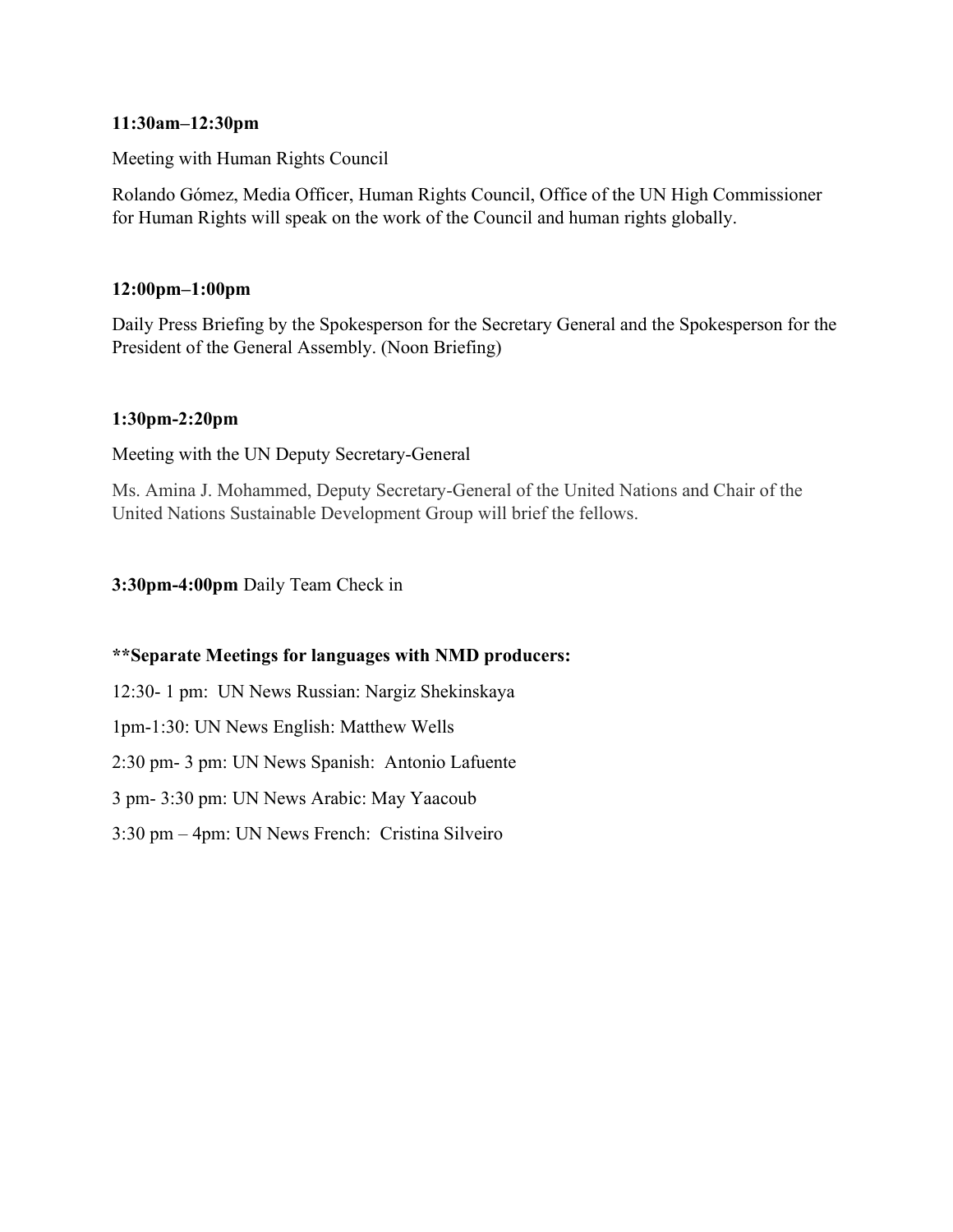**11:30am–12:30pm**

Meeting with Human Rights Council

Rolando Gómez, Media Officer, Human Rights Council, Office of the UN High Commissioner for Human Rights will speak on the work of the Council and human rights globally.

**12:00pm–1:00pm**

Daily Press Briefing by the Spokesperson for the Secretary General and the Spokesperson for the President of the General Assembly. (Noon Briefing)

**1:30pm-2:20pm**

Meeting with the UN Deputy Secretary-General

Ms. Amina J. Mohammed, Deputy Secretary-General of the United Nations and Chair of the United Nations Sustainable Development Group will brief the fellows.

**3:30pm-4:00pm** Daily Team Check in

**\*\*Separate Meetings for languages with NMD producers:**

12:30- 1 pm: UN News Russian: Nargiz Shekinskaya

1pm-1:30: UN News English: Matthew Wells

2:30 pm- 3 pm: UN News Spanish: Antonio Lafuente

3 pm- 3:30 pm: UN News Arabic: May Yaacoub

3:30 pm – 4pm: UN News French: Cristina Silveiro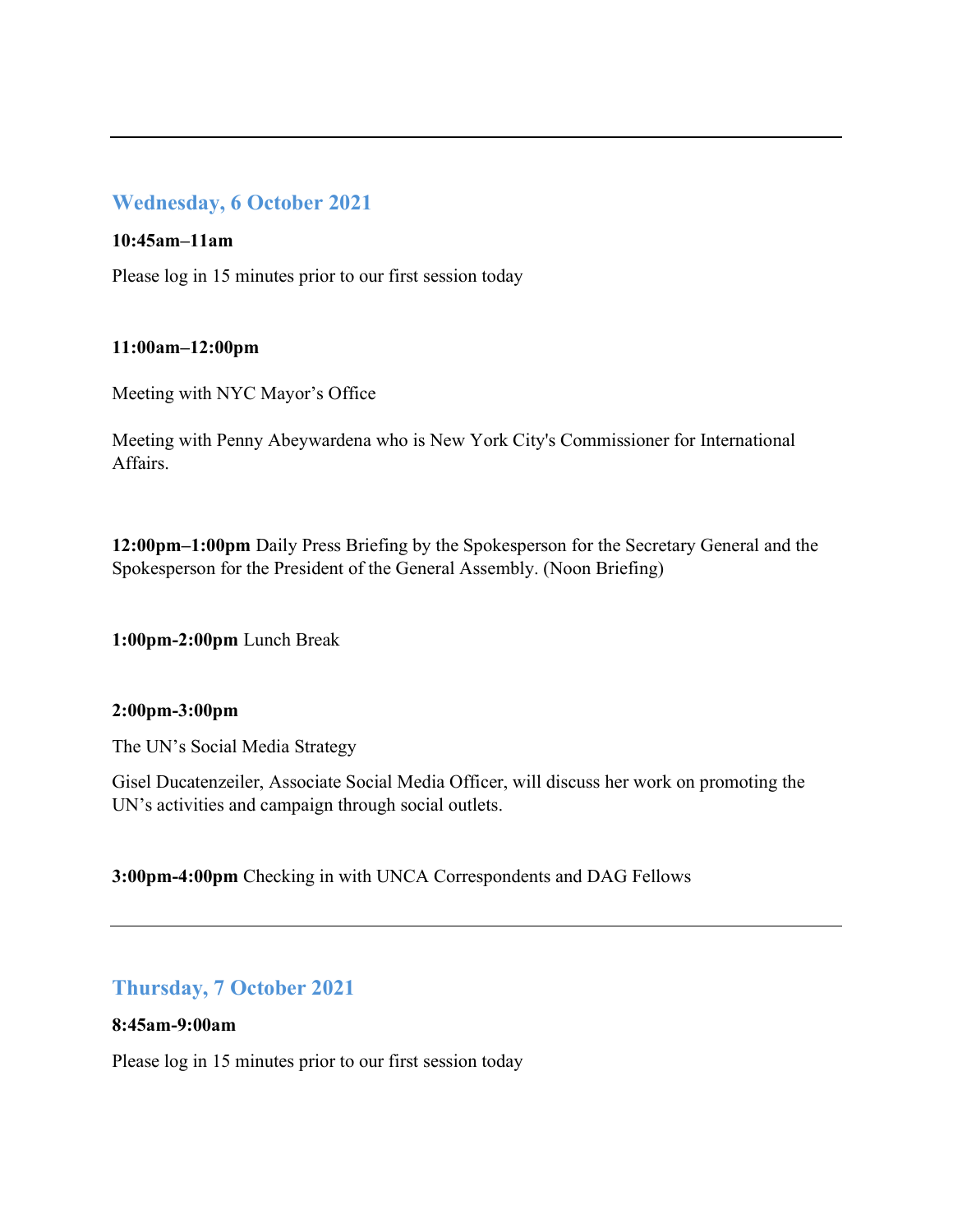---

## Wednesday, 6 October 2021

**10:45am–11am**

Please log in 15 minutes prior to our first session today

**11:00am–12:00pm**

Meeting with NYC Mayor's Office

Meeting with Penny Abeywardena who is New York City's Commissioner for International Affairs.

**12:00pm–1:00pm** Daily Press Briefing by the Spokesperson for the Secretary General and the Spokesperson for the President of the General Assembly. (Noon Briefing)

**1:00pm-2:00pm** Lunch Break

**2:00pm-3:00pm**

The UN's Social Media Strategy

Gisel Ducatenzeiler, Associate Social Media Officer, will discuss her work on promoting the UN's activities and campaign through social outlets.

**3:00pm-4:00pm** Checking in with UNCA Correspondents and DAG Fellows

---

## Thursday, 7 October 2021

**8:45am-9:00am**

Please log in 15 minutes prior to our first session today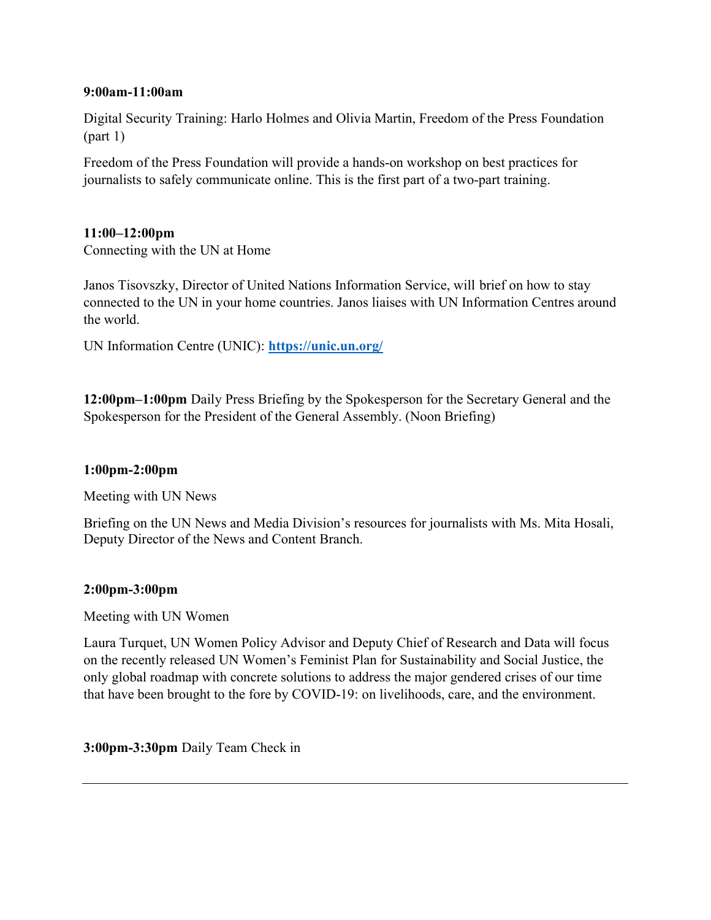**9:00am-11:00am**

Digital Security Training: Harlo Holmes and Olivia Martin, Freedom of the Press Foundation (part 1)

Freedom of the Press Foundation will provide a hands-on workshop on best practices for journalists to safely communicate online. This is the first part of a two-part training.

**11:00–12:00pm**
Connecting with the UN at Home

Janos Tisovszky, Director of United Nations Information Service, will brief on how to stay connected to the UN in your home countries. Janos liaises with UN Information Centres around the world.

UN Information Centre (UNIC): **https://unic.un.org/**

**12:00pm–1:00pm** Daily Press Briefing by the Spokesperson for the Secretary General and the Spokesperson for the President of the General Assembly. (Noon Briefing)

**1:00pm-2:00pm**

Meeting with UN News

Briefing on the UN News and Media Division's resources for journalists with Ms. Mita Hosali, Deputy Director of the News and Content Branch.

**2:00pm-3:00pm**

Meeting with UN Women

Laura Turquet, UN Women Policy Advisor and Deputy Chief of Research and Data will focus on the recently released UN Women's Feminist Plan for Sustainability and Social Justice, the only global roadmap with concrete solutions to address the major gendered crises of our time that have been brought to the fore by COVID-19: on livelihoods, care, and the environment.

**3:00pm-3:30pm** Daily Team Check in

---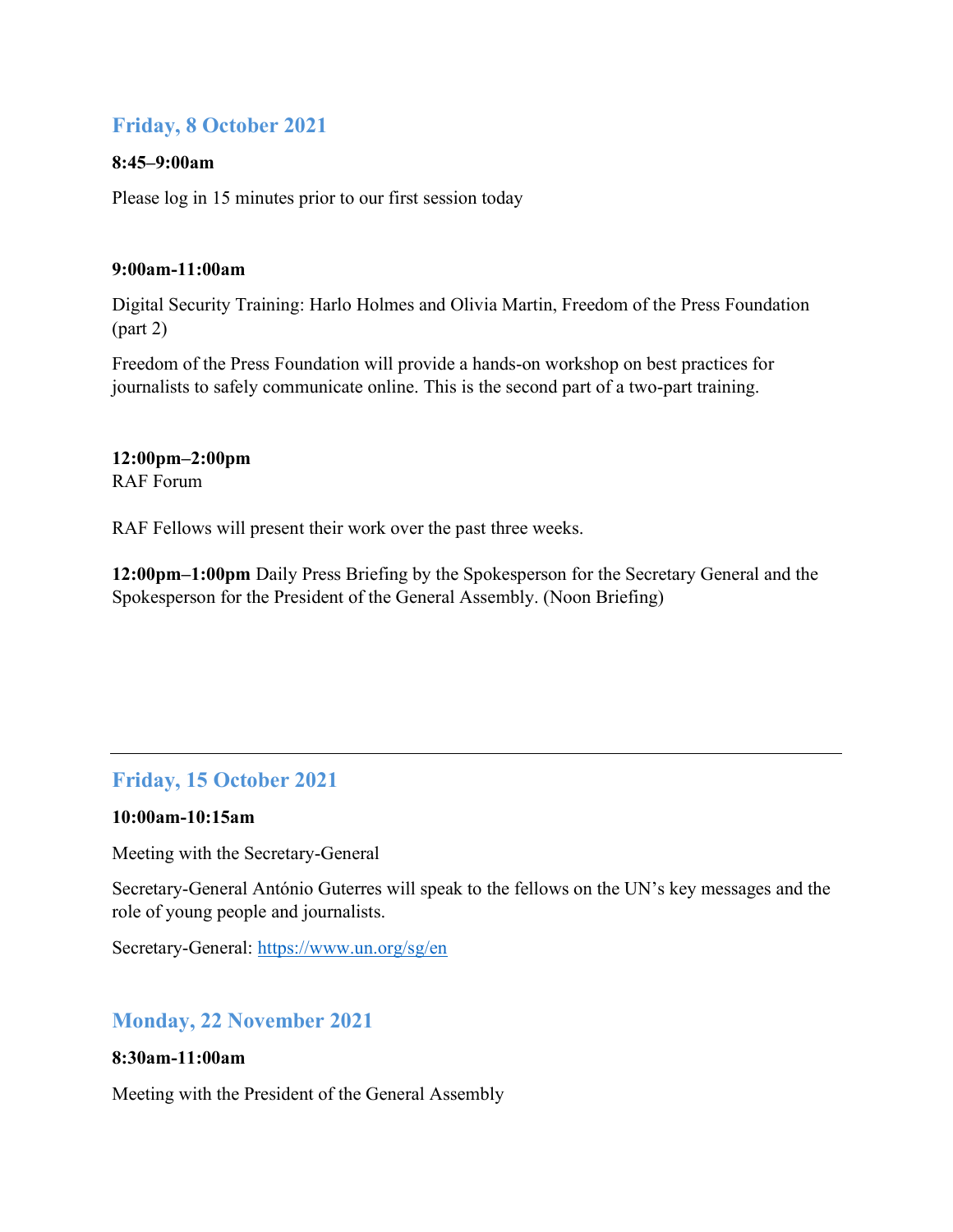## Friday, 8 October 2021

**8:45–9:00am**

Please log in 15 minutes prior to our first session today

**9:00am-11:00am**

Digital Security Training: Harlo Holmes and Olivia Martin, Freedom of the Press Foundation (part 2)

Freedom of the Press Foundation will provide a hands-on workshop on best practices for journalists to safely communicate online. This is the second part of a two-part training.

**12:00pm–2:00pm**
RAF Forum

RAF Fellows will present their work over the past three weeks.

**12:00pm–1:00pm** Daily Press Briefing by the Spokesperson for the Secretary General and the Spokesperson for the President of the General Assembly. (Noon Briefing)

---

## Friday, 15 October 2021

**10:00am-10:15am**

Meeting with the Secretary-General

Secretary-General António Guterres will speak to the fellows on the UN's key messages and the role of young people and journalists.

Secretary-General: https://www.un.org/sg/en

## Monday, 22 November 2021

**8:30am-11:00am**

Meeting with the President of the General Assembly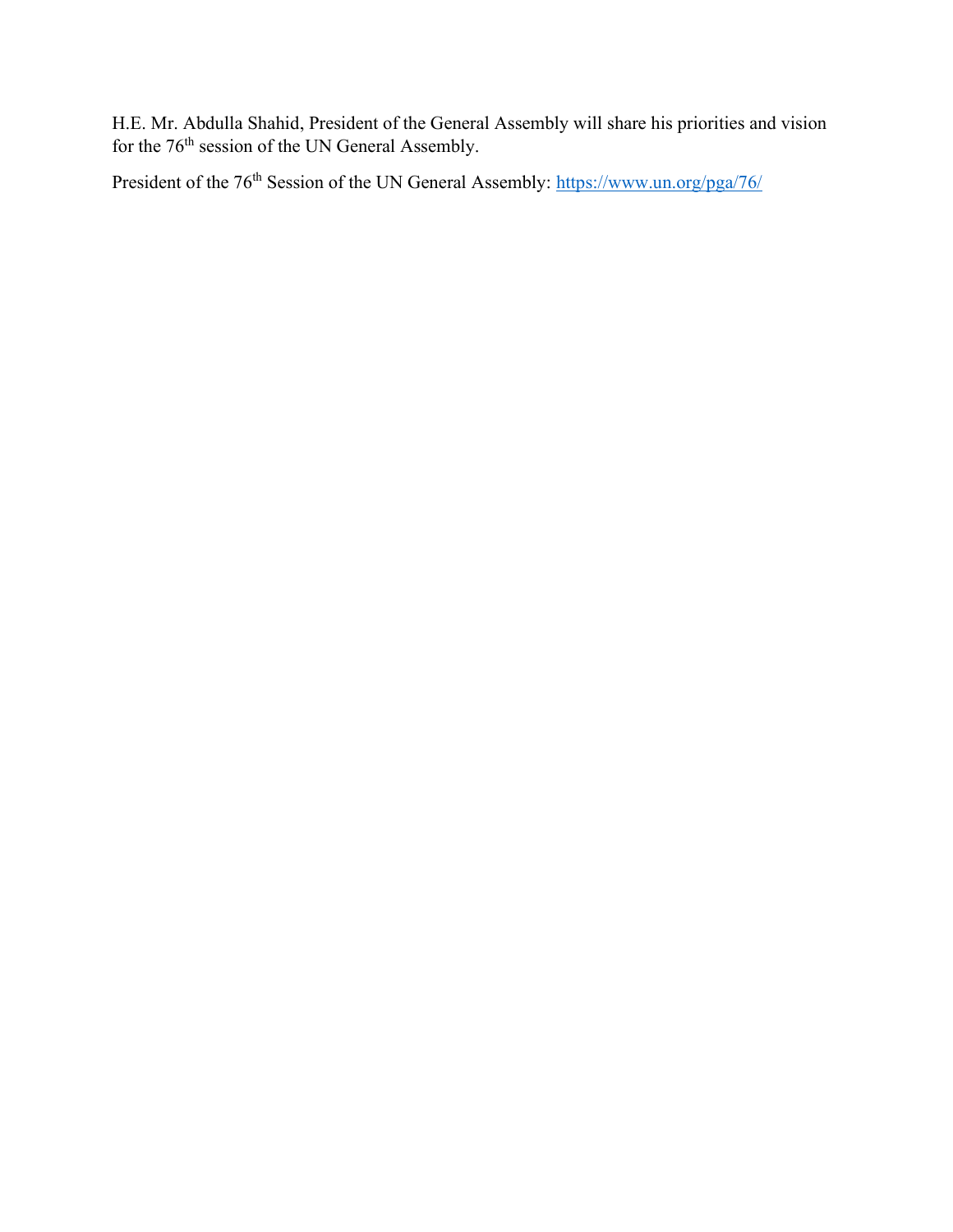H.E. Mr. Abdulla Shahid, President of the General Assembly will share his priorities and vision for the 76th session of the UN General Assembly.

President of the 76th Session of the UN General Assembly: https://www.un.org/pga/76/